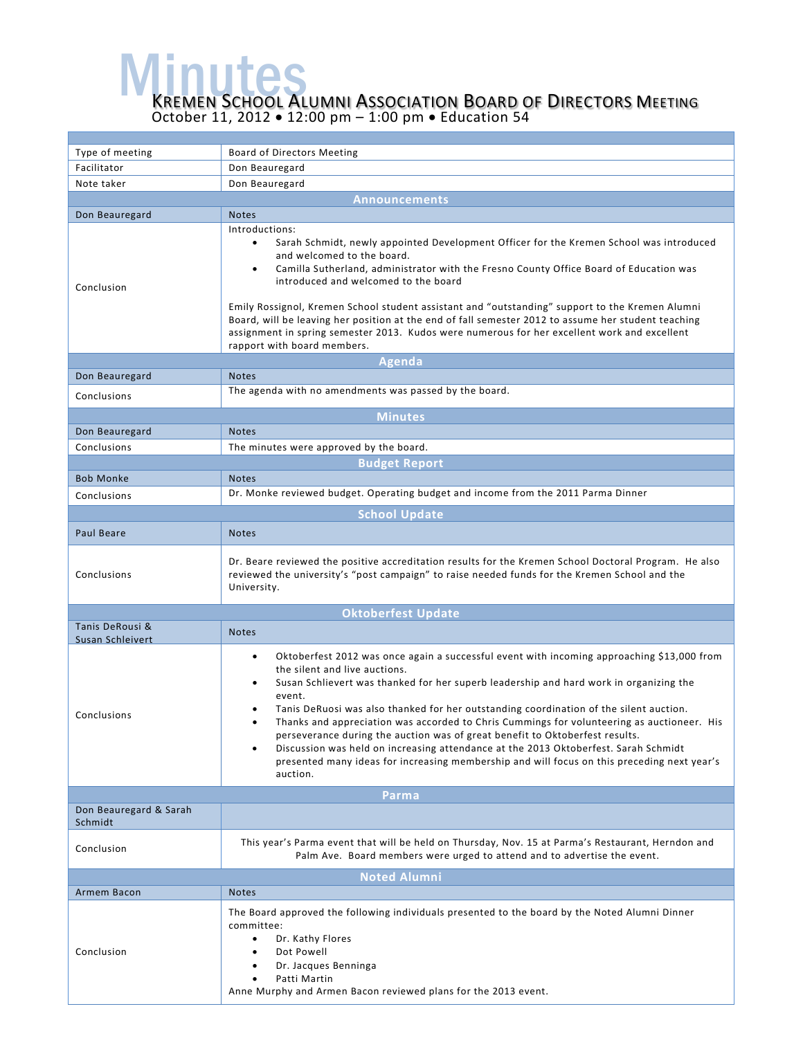# Minutes

## Kremen School Alumni Association Board of Directors Meeting

October 11, 2012 • 12:00 pm – 1:00 pm • Education 54

| | |
|---|---|
| Type of meeting | Board of Directors Meeting |
| Facilitator | Don Beauregard |
| Note taker | Don Beauregard |

### Announcements

| Don Beauregard | Notes |
|---|---|
| Conclusion | Introductions:<br>• Sarah Schmidt, newly appointed Development Officer for the Kremen School was introduced and welcomed to the board.<br>• Camilla Sutherland, administrator with the Fresno County Office Board of Education was introduced and welcomed to the board<br><br>Emily Rossignol, Kremen School student assistant and "outstanding" support to the Kremen Alumni Board, will be leaving her position at the end of fall semester 2012 to assume her student teaching assignment in spring semester 2013. Kudos were numerous for her excellent work and excellent rapport with board members. |

### Agenda

| Don Beauregard | Notes |
|---|---|
| Conclusions | The agenda with no amendments was passed by the board. |

### Minutes

| Don Beauregard | Notes |
|---|---|
| Conclusions | The minutes were approved by the board. |

### Budget Report

| Bob Monke | Notes |
|---|---|
| Conclusions | Dr. Monke reviewed budget. Operating budget and income from the 2011 Parma Dinner |

### School Update

| Paul Beare | Notes |
|---|---|
| Conclusions | Dr. Beare reviewed the positive accreditation results for the Kremen School Doctoral Program. He also reviewed the university's "post campaign" to raise needed funds for the Kremen School and the University. |

### Oktoberfest Update

| Tanis DeRousi & Susan Schleivert | Notes |
|---|---|
| Conclusions | • Oktoberfest 2012 was once again a successful event with incoming approaching $13,000 from the silent and live auctions.<br>• Susan Schlievert was thanked for her superb leadership and hard work in organizing the event.<br>• Tanis DeRuosi was also thanked for her outstanding coordination of the silent auction.<br>• Thanks and appreciation was accorded to Chris Cummings for volunteering as auctioneer. His perseverance during the auction was of great benefit to Oktoberfest results.<br>• Discussion was held on increasing attendance at the 2013 Oktoberfest. Sarah Schmidt presented many ideas for increasing membership and will focus on this preceding next year's auction. |

### Parma

| Don Beauregard & Sarah Schmidt | |
|---|---|
| Conclusion | This year's Parma event that will be held on Thursday, Nov. 15 at Parma's Restaurant, Herndon and Palm Ave. Board members were urged to attend and to advertise the event. |

### Noted Alumni

| Armem Bacon | Notes |
|---|---|
| Conclusion | The Board approved the following individuals presented to the board by the Noted Alumni Dinner committee:<br>• Dr. Kathy Flores<br>• Dot Powell<br>• Dr. Jacques Benninga<br>• Patti Martin<br>Anne Murphy and Armen Bacon reviewed plans for the 2013 event. |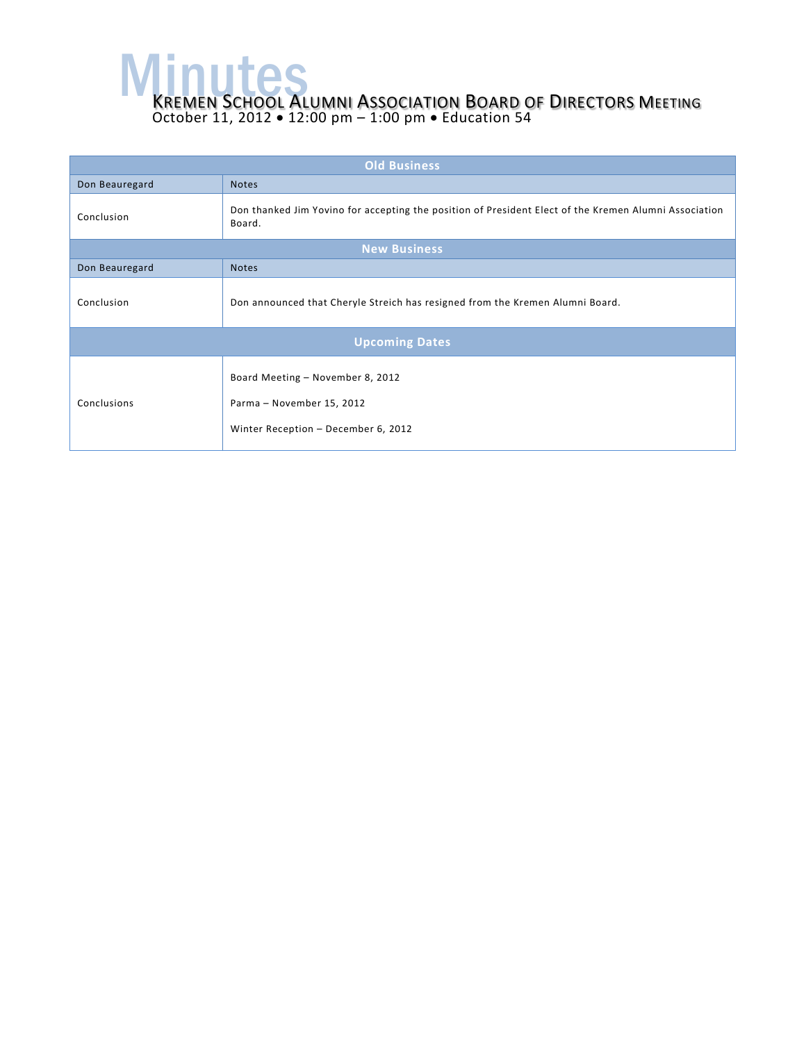# Minutes

## Kremen School Alumni Association Board of Directors Meeting

October 11, 2012 • 12:00 pm – 1:00 pm • Education 54

| Old Business | |
|---|---|
| Don Beauregard | Notes |
| Conclusion | Don thanked Jim Yovino for accepting the position of President Elect of the Kremen Alumni Association Board. |
| **New Business** | |
| Don Beauregard | Notes |
| Conclusion | Don announced that Cheryle Streich has resigned from the Kremen Alumni Board. |
| **Upcoming Dates** | |
| Conclusions | Board Meeting – November 8, 2012<br>Parma – November 15, 2012<br>Winter Reception – December 6, 2012 |